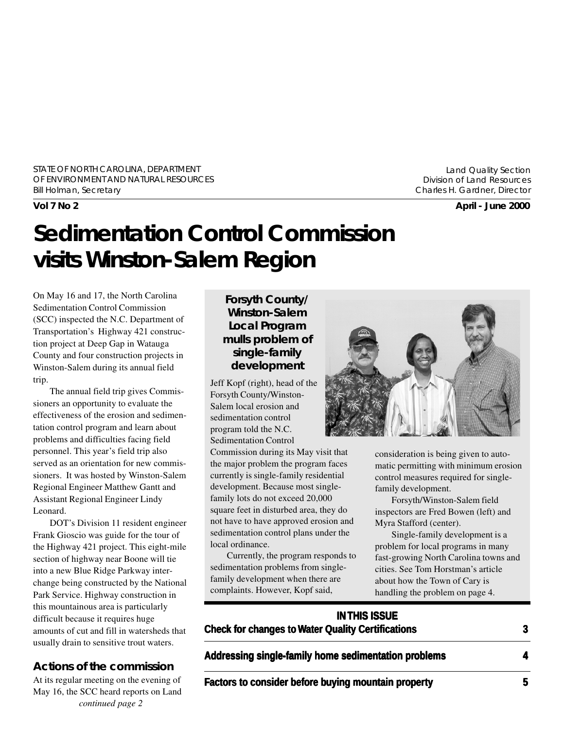STATE OF NORTH CAROLINA, DEPARTMENT OF ENVIRONMENT AND NATURAL RESOURCES
Bill Holman, Secretary

Land Quality Section
Division of Land Resources
Charles H. Gardner, Director

**Vol 7 No 2** **April - June 2000**

# Sedimentation Control Commission visits Winston-Salem Region

On May 16 and 17, the North Carolina Sedimentation Control Commission (SCC) inspected the N.C. Department of Transportation's Highway 421 construction project at Deep Gap in Watauga County and four construction projects in Winston-Salem during its annual field trip.

The annual field trip gives Commissioners an opportunity to evaluate the effectiveness of the erosion and sedimentation control program and learn about problems and difficulties facing field personnel. This year's field trip also served as an orientation for new commissioners. It was hosted by Winston-Salem Regional Engineer Matthew Gantt and Assistant Regional Engineer Lindy Leonard.

DOT's Division 11 resident engineer Frank Gioscio was guide for the tour of the Highway 421 project. This eight-mile section of highway near Boone will tie into a new Blue Ridge Parkway interchange being constructed by the National Park Service. Highway construction in this mountainous area is particularly difficult because it requires huge amounts of cut and fill in watersheds that usually drain to sensitive trout waters.

## Actions of the commission

At its regular meeting on the evening of May 16, the SCC heard reports on Land

*continued page 2*

### Forsyth County/ Winston-Salem Local Program mulls problem of single-family development

Jeff Kopf (right), head of the Forsyth County/Winston-Salem local erosion and sedimentation control program told the N.C. Sedimentation Control Commission during its May visit that the major problem the program faces currently is single-family residential development. Because most single-family lots do not exceed 20,000 square feet in disturbed area, they do not have to have approved erosion and sedimentation control plans under the local ordinance.

Currently, the program responds to sedimentation problems from single-family development when there are complaints. However, Kopf said, consideration is being given to automatic permitting with minimum erosion control measures required for single-family development.

Forsyth/Winston-Salem field inspectors are Fred Bowen (left) and Myra Stafford (center).

Single-family development is a problem for local programs in many fast-growing North Carolina towns and cities. See Tom Horstman's article about how the Town of Cary is handling the problem on page 4.

**IN THIS ISSUE**

| | |
|---|---|
| **Check for changes to Water Quality Certifications** | **3** |
| **Addressing single-family home sedimentation problems** | **4** |
| **Factors to consider before buying mountain property** | **5** |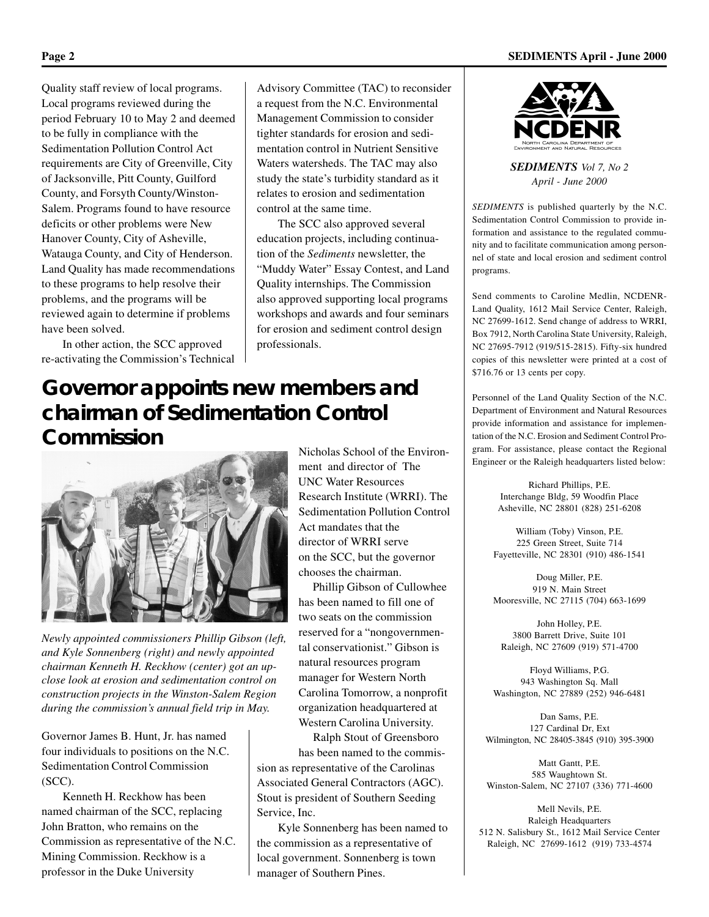Quality staff review of local programs. Local programs reviewed during the period February 10 to May 2 and deemed to be fully in compliance with the Sedimentation Pollution Control Act requirements are City of Greenville, City of Jacksonville, Pitt County, Guilford County, and Forsyth County/Winston-Salem. Programs found to have resource deficits or other problems were New Hanover County, City of Asheville, Watauga County, and City of Henderson. Land Quality has made recommendations to these programs to help resolve their problems, and the programs will be reviewed again to determine if problems have been solved.

In other action, the SCC approved re-activating the Commission's Technical Advisory Committee (TAC) to reconsider a request from the N.C. Environmental Management Commission to consider tighter standards for erosion and sedimentation control in Nutrient Sensitive Waters watersheds. The TAC may also study the state's turbidity standard as it relates to erosion and sedimentation control at the same time.

The SCC also approved several education projects, including continuation of the *Sediments* newsletter, the "Muddy Water" Essay Contest, and Land Quality internships. The Commission also approved supporting local programs workshops and awards and four seminars for erosion and sediment control design professionals.

# Governor appoints new members and chairman of Sedimentation Control Commission

*Newly appointed commissioners Phillip Gibson (left, and Kyle Sonnenberg (right) and newly appointed chairman Kenneth H. Reckhow (center) got an up-close look at erosion and sedimentation control on construction projects in the Winston-Salem Region during the commission's annual field trip in May.*

Governor James B. Hunt, Jr. has named four individuals to positions on the N.C. Sedimentation Control Commission (SCC).

Kenneth H. Reckhow has been named chairman of the SCC, replacing John Bratton, who remains on the Commission as representative of the N.C. Mining Commission. Reckhow is a professor in the Duke University Nicholas School of the Environment and director of The UNC Water Resources Research Institute (WRRI). The Sedimentation Pollution Control Act mandates that the director of WRRI serve on the SCC, but the governor chooses the chairman.

Phillip Gibson of Cullowhee has been named to fill one of two seats on the commission reserved for a "nongovernmental conservationist." Gibson is natural resources program manager for Western North Carolina Tomorrow, a nonprofit organization headquartered at Western Carolina University.

Ralph Stout of Greensboro has been named to the commission as representative of the Carolinas Associated General Contractors (AGC). Stout is president of Southern Seeding Service, Inc.

Kyle Sonnenberg has been named to the commission as a representative of local government. Sonnenberg is town manager of Southern Pines.

NCDENR
North Carolina Department of Environment and Natural Resources

***SEDIMENTS*** *Vol 7, No 2*
*April - June 2000*

*SEDIMENTS* is published quarterly by the N.C. Sedimentation Control Commission to provide information and assistance to the regulated community and to facilitate communication among personnel of state and local erosion and sediment control programs.

Send comments to Caroline Medlin, NCDENR-Land Quality, 1612 Mail Service Center, Raleigh, NC 27699-1612. Send change of address to WRRI, Box 7912, North Carolina State University, Raleigh, NC 27695-7912 (919/515-2815). Fifty-six hundred copies of this newsletter were printed at a cost of $716.76 or 13 cents per copy.

Personnel of the Land Quality Section of the N.C. Department of Environment and Natural Resources provide information and assistance for implementation of the N.C. Erosion and Sediment Control Program. For assistance, please contact the Regional Engineer or the Raleigh headquarters listed below:

Richard Phillips, P.E.
Interchange Bldg, 59 Woodfin Place
Asheville, NC 28801 (828) 251-6208

William (Toby) Vinson, P.E.
225 Green Street, Suite 714
Fayetteville, NC 28301 (910) 486-1541

Doug Miller, P.E.
919 N. Main Street
Mooresville, NC 27115 (704) 663-1699

John Holley, P.E.
3800 Barrett Drive, Suite 101
Raleigh, NC 27609 (919) 571-4700

Floyd Williams, P.G.
943 Washington Sq. Mall
Washington, NC 27889 (252) 946-6481

Dan Sams, P.E.
127 Cardinal Dr, Ext
Wilmington, NC 28405-3845 (910) 395-3900

Matt Gantt, P.E.
585 Waughtown St.
Winston-Salem, NC 27107 (336) 771-4600

Mell Nevils, P.E.
Raleigh Headquarters
512 N. Salisbury St., 1612 Mail Service Center
Raleigh, NC 27699-1612 (919) 733-4574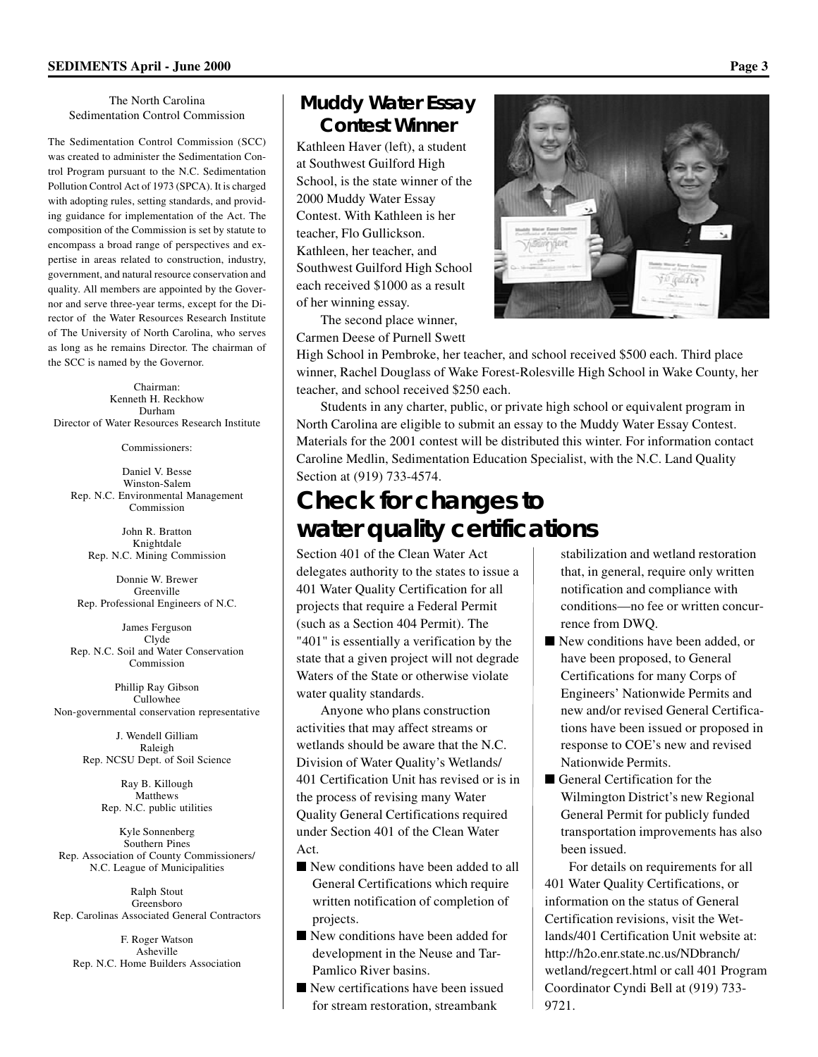## The North Carolina Sedimentation Control Commission

The Sedimentation Control Commission (SCC) was created to administer the Sedimentation Control Program pursuant to the N.C. Sedimentation Pollution Control Act of 1973 (SPCA). It is charged with adopting rules, setting standards, and providing guidance for implementation of the Act. The composition of the Commission is set by statute to encompass a broad range of perspectives and expertise in areas related to construction, industry, government, and natural resource conservation and quality. All members are appointed by the Governor and serve three-year terms, except for the Director of the Water Resources Research Institute of The University of North Carolina, who serves as long as he remains Director. The chairman of the SCC is named by the Governor.

Chairman:
Kenneth H. Reckhow
Durham
Director of Water Resources Research Institute

Commissioners:

Daniel V. Besse
Winston-Salem
Rep. N.C. Environmental Management Commission

John R. Bratton
Knightdale
Rep. N.C. Mining Commission

Donnie W. Brewer
Greenville
Rep. Professional Engineers of N.C.

James Ferguson
Clyde
Rep. N.C. Soil and Water Conservation Commission

Phillip Ray Gibson
Cullowhee
Non-governmental conservation representative

J. Wendell Gilliam
Raleigh
Rep. NCSU Dept. of Soil Science

Ray B. Killough
Matthews
Rep. N.C. public utilities

Kyle Sonnenberg
Southern Pines
Rep. Association of County Commissioners/ N.C. League of Municipalities

Ralph Stout
Greensboro
Rep. Carolinas Associated General Contractors

F. Roger Watson
Asheville
Rep. N.C. Home Builders Association

## Muddy Water Essay Contest Winner

Kathleen Haver (left), a student at Southwest Guilford High School, is the state winner of the 2000 Muddy Water Essay Contest. With Kathleen is her teacher, Flo Gullickson. Kathleen, her teacher, and Southwest Guilford High School each received $1000 as a result of her winning essay.

The second place winner, Carmen Deese of Purnell Swett High School in Pembroke, her teacher, and school received $500 each. Third place winner, Rachel Douglass of Wake Forest-Rolesville High School in Wake County, her teacher, and school received $250 each.

Students in any charter, public, or private high school or equivalent program in North Carolina are eligible to submit an essay to the Muddy Water Essay Contest. Materials for the 2001 contest will be distributed this winter. For information contact Caroline Medlin, Sedimentation Education Specialist, with the N.C. Land Quality Section at (919) 733-4574.

# Check for changes to water quality certifications

Section 401 of the Clean Water Act delegates authority to the states to issue a 401 Water Quality Certification for all projects that require a Federal Permit (such as a Section 404 Permit). The "401" is essentially a verification by the state that a given project will not degrade Waters of the State or otherwise violate water quality standards.

Anyone who plans construction activities that may affect streams or wetlands should be aware that the N.C. Division of Water Quality's Wetlands/ 401 Certification Unit has revised or is in the process of revising many Water Quality General Certifications required under Section 401 of the Clean Water Act.

- New conditions have been added to all General Certifications which require written notification of completion of projects.
- New conditions have been added for development in the Neuse and Tar-Pamlico River basins.
- New certifications have been issued for stream restoration, streambank stabilization and wetland restoration that, in general, require only written notification and compliance with conditions—no fee or written concurrence from DWQ.
- New conditions have been added, or have been proposed, to General Certifications for many Corps of Engineers' Nationwide Permits and new and/or revised General Certifications have been issued or proposed in response to COE's new and revised Nationwide Permits.
- General Certification for the Wilmington District's new Regional General Permit for publicly funded transportation improvements has also been issued.

For details on requirements for all 401 Water Quality Certifications, or information on the status of General Certification revisions, visit the Wetlands/401 Certification Unit website at: http://h2o.enr.state.nc.us/NDbranch/wetland/regcert.html or call 401 Program Coordinator Cyndi Bell at (919) 733-9721.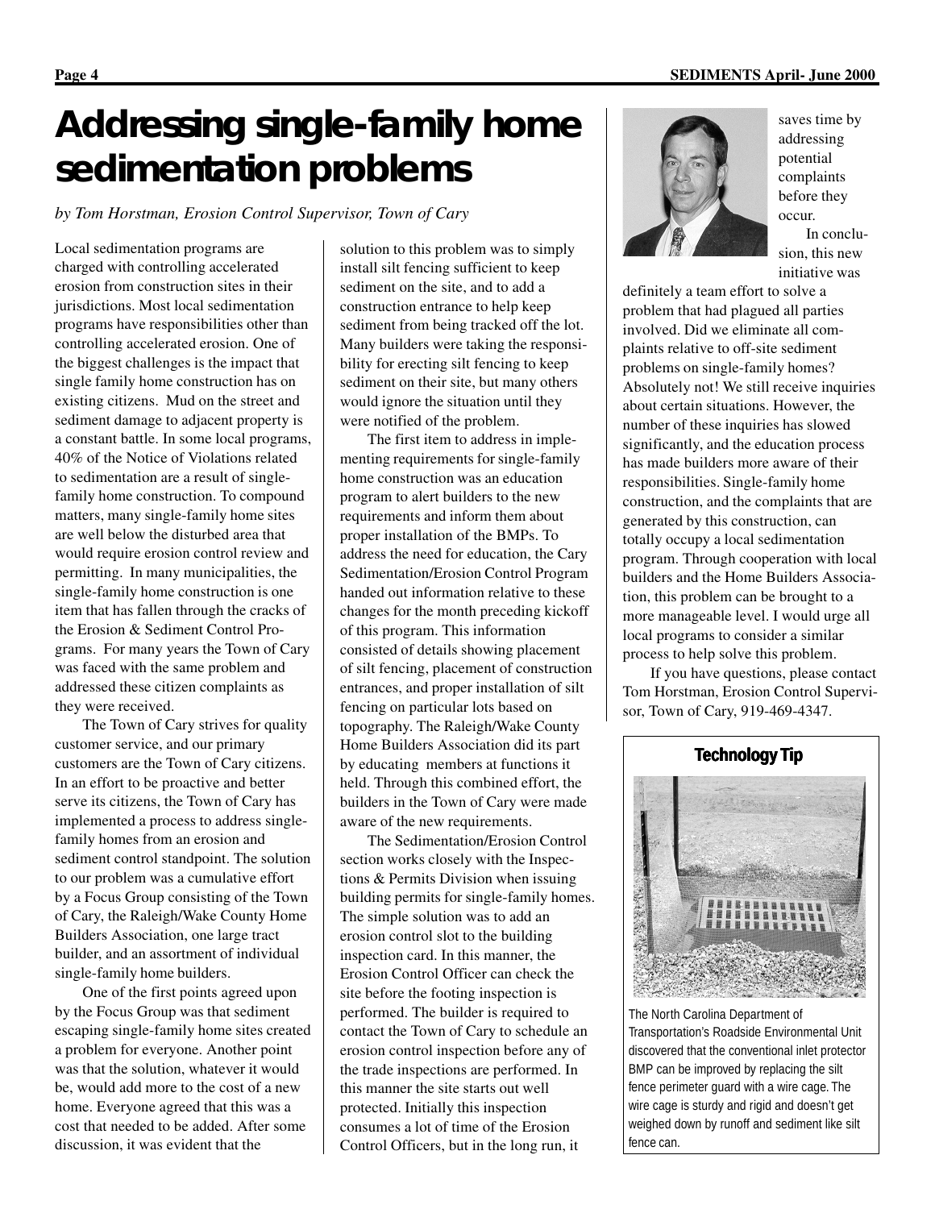# Addressing single-family home sedimentation problems

*by Tom Horstman, Erosion Control Supervisor, Town of Cary*

Local sedimentation programs are charged with controlling accelerated erosion from construction sites in their jurisdictions. Most local sedimentation programs have responsibilities other than controlling accelerated erosion. One of the biggest challenges is the impact that single family home construction has on existing citizens. Mud on the street and sediment damage to adjacent property is a constant battle. In some local programs, 40% of the Notice of Violations related to sedimentation are a result of single-family home construction. To compound matters, many single-family home sites are well below the disturbed area that would require erosion control review and permitting. In many municipalities, the single-family home construction is one item that has fallen through the cracks of the Erosion & Sediment Control Programs. For many years the Town of Cary was faced with the same problem and addressed these citizen complaints as they were received.

The Town of Cary strives for quality customer service, and our primary customers are the Town of Cary citizens. In an effort to be proactive and better serve its citizens, the Town of Cary has implemented a process to address single-family homes from an erosion and sediment control standpoint. The solution to our problem was a cumulative effort by a Focus Group consisting of the Town of Cary, the Raleigh/Wake County Home Builders Association, one large tract builder, and an assortment of individual single-family home builders.

One of the first points agreed upon by the Focus Group was that sediment escaping single-family home sites created a problem for everyone. Another point was that the solution, whatever it would be, would add more to the cost of a new home. Everyone agreed that this was a cost that needed to be added. After some discussion, it was evident that the solution to this problem was to simply install silt fencing sufficient to keep sediment on the site, and to add a construction entrance to help keep sediment from being tracked off the lot. Many builders were taking the responsibility for erecting silt fencing to keep sediment on their site, but many others would ignore the situation until they were notified of the problem.

The first item to address in implementing requirements for single-family home construction was an education program to alert builders to the new requirements and inform them about proper installation of the BMPs. To address the need for education, the Cary Sedimentation/Erosion Control Program handed out information relative to these changes for the month preceding kickoff of this program. This information consisted of details showing placement of silt fencing, placement of construction entrances, and proper installation of silt fencing on particular lots based on topography. The Raleigh/Wake County Home Builders Association did its part by educating members at functions it held. Through this combined effort, the builders in the Town of Cary were made aware of the new requirements.

The Sedimentation/Erosion Control section works closely with the Inspections & Permits Division when issuing building permits for single-family homes. The simple solution was to add an erosion control slot to the building inspection card. In this manner, the Erosion Control Officer can check the site before the footing inspection is performed. The builder is required to contact the Town of Cary to schedule an erosion control inspection before any of the trade inspections are performed. In this manner the site starts out well protected. Initially this inspection consumes a lot of time of the Erosion Control Officers, but in the long run, it saves time by addressing potential complaints before they occur.

In conclusion, this new initiative was definitely a team effort to solve a problem that had plagued all parties involved. Did we eliminate all complaints relative to off-site sediment problems on single-family homes? Absolutely not! We still receive inquiries about certain situations. However, the number of these inquiries has slowed significantly, and the education process has made builders more aware of their responsibilities. Single-family home construction, and the complaints that are generated by this construction, can totally occupy a local sedimentation program. Through cooperation with local builders and the Home Builders Association, this problem can be brought to a more manageable level. I would urge all local programs to consider a similar process to help solve this problem.

If you have questions, please contact Tom Horstman, Erosion Control Supervisor, Town of Cary, 919-469-4347.

## Technology Tip

The North Carolina Department of Transportation's Roadside Environmental Unit discovered that the conventional inlet protector BMP can be improved by replacing the silt fence perimeter guard with a wire cage. The wire cage is sturdy and rigid and doesn't get weighed down by runoff and sediment like silt fence can.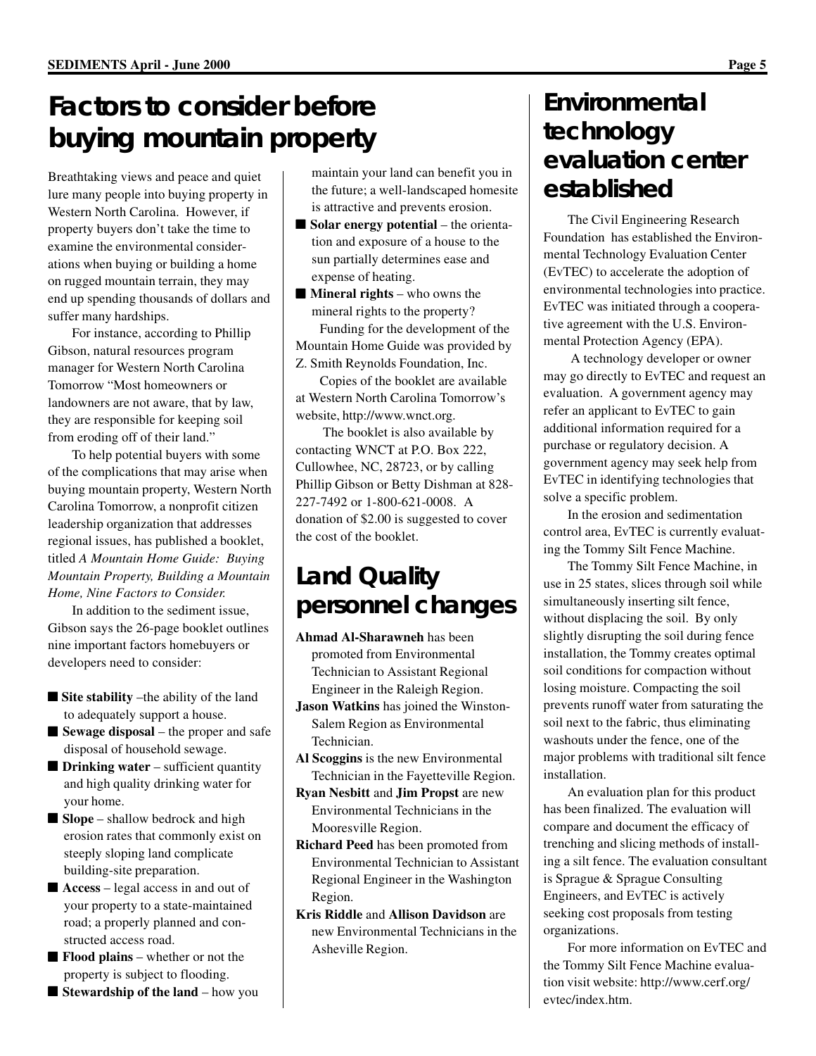# Factors to consider before buying mountain property

Breathtaking views and peace and quiet lure many people into buying property in Western North Carolina. However, if property buyers don't take the time to examine the environmental considerations when buying or building a home on rugged mountain terrain, they may end up spending thousands of dollars and suffer many hardships.

For instance, according to Phillip Gibson, natural resources program manager for Western North Carolina Tomorrow "Most homeowners or landowners are not aware, that by law, they are responsible for keeping soil from eroding off of their land."

To help potential buyers with some of the complications that may arise when buying mountain property, Western North Carolina Tomorrow, a nonprofit citizen leadership organization that addresses regional issues, has published a booklet, titled *A Mountain Home Guide: Buying Mountain Property, Building a Mountain Home, Nine Factors to Consider.*

In addition to the sediment issue, Gibson says the 26-page booklet outlines nine important factors homebuyers or developers need to consider:

- **Site stability** –the ability of the land to adequately support a house.
- **Sewage disposal** – the proper and safe disposal of household sewage.
- **Drinking water** – sufficient quantity and high quality drinking water for your home.
- **Slope** – shallow bedrock and high erosion rates that commonly exist on steeply sloping land complicate building-site preparation.
- **Access** – legal access in and out of your property to a state-maintained road; a properly planned and constructed access road.
- **Flood plains** – whether or not the property is subject to flooding.
- **Stewardship of the land** – how you maintain your land can benefit you in the future; a well-landscaped homesite is attractive and prevents erosion.
- **Solar energy potential** – the orientation and exposure of a house to the sun partially determines ease and expense of heating.
- **Mineral rights** – who owns the mineral rights to the property?

Funding for the development of the Mountain Home Guide was provided by Z. Smith Reynolds Foundation, Inc.

Copies of the booklet are available at Western North Carolina Tomorrow's website, http://www.wnct.org.

The booklet is also available by contacting WNCT at P.O. Box 222, Cullowhee, NC, 28723, or by calling Phillip Gibson or Betty Dishman at 828-227-7492 or 1-800-621-0008. A donation of $2.00 is suggested to cover the cost of the booklet.

# Land Quality personnel changes

**Ahmad Al-Sharawneh** has been promoted from Environmental Technician to Assistant Regional Engineer in the Raleigh Region.

**Jason Watkins** has joined the Winston-Salem Region as Environmental Technician.

**Al Scoggins** is the new Environmental Technician in the Fayetteville Region.

**Ryan Nesbitt** and **Jim Propst** are new Environmental Technicians in the Mooresville Region.

**Richard Peed** has been promoted from Environmental Technician to Assistant Regional Engineer in the Washington Region.

**Kris Riddle** and **Allison Davidson** are new Environmental Technicians in the Asheville Region.

# Environmental technology evaluation center established

The Civil Engineering Research Foundation has established the Environmental Technology Evaluation Center (EvTEC) to accelerate the adoption of environmental technologies into practice. EvTEC was initiated through a cooperative agreement with the U.S. Environmental Protection Agency (EPA).

A technology developer or owner may go directly to EvTEC and request an evaluation. A government agency may refer an applicant to EvTEC to gain additional information required for a purchase or regulatory decision. A government agency may seek help from EvTEC in identifying technologies that solve a specific problem.

In the erosion and sedimentation control area, EvTEC is currently evaluating the Tommy Silt Fence Machine.

The Tommy Silt Fence Machine, in use in 25 states, slices through soil while simultaneously inserting silt fence, without displacing the soil. By only slightly disrupting the soil during fence installation, the Tommy creates optimal soil conditions for compaction without losing moisture. Compacting the soil prevents runoff water from saturating the soil next to the fabric, thus eliminating washouts under the fence, one of the major problems with traditional silt fence installation.

An evaluation plan for this product has been finalized. The evaluation will compare and document the efficacy of trenching and slicing methods of installing a silt fence. The evaluation consultant is Sprague & Sprague Consulting Engineers, and EvTEC is actively seeking cost proposals from testing organizations.

For more information on EvTEC and the Tommy Silt Fence Machine evaluation visit website: http://www.cerf.org/evtec/index.htm.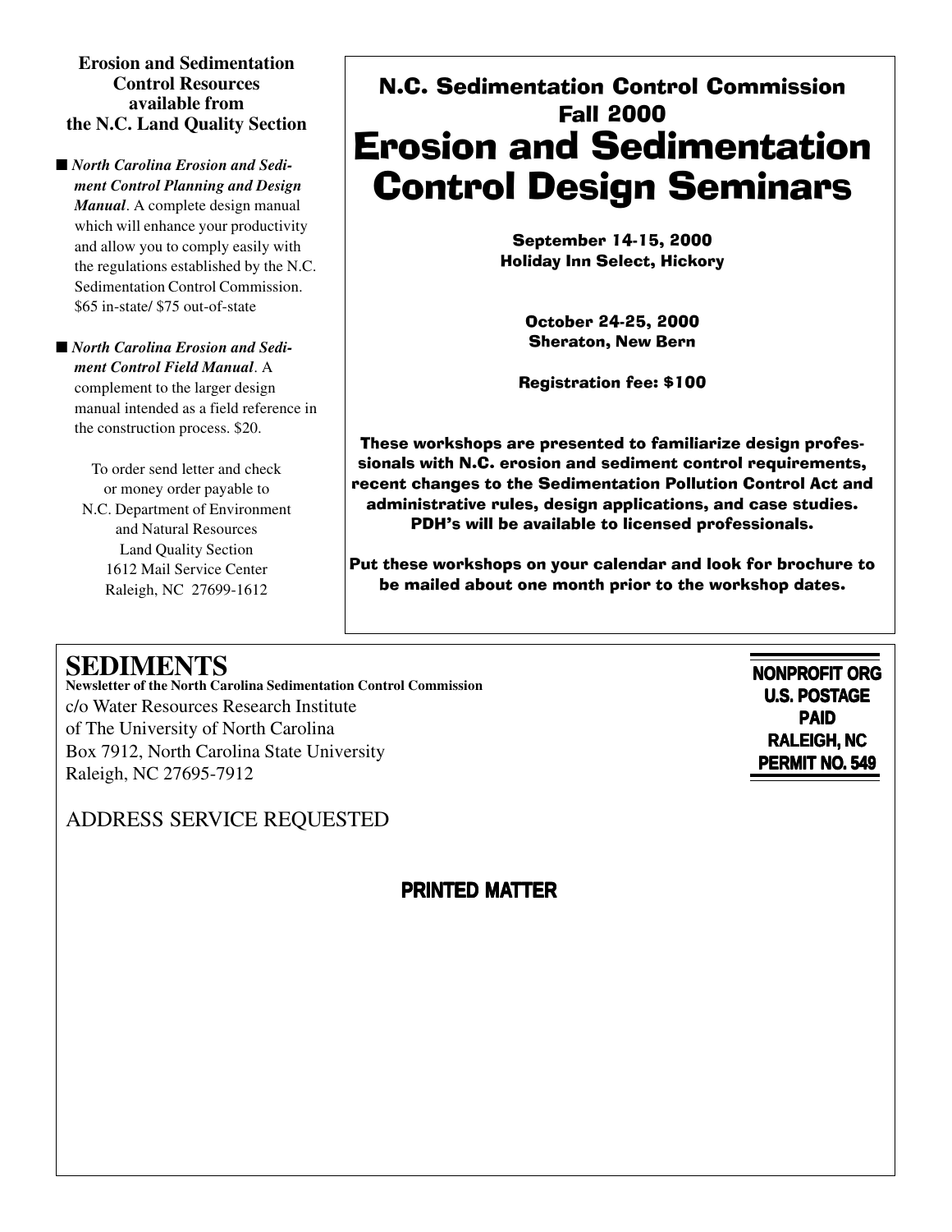**Erosion and Sedimentation Control Resources available from the N.C. Land Quality Section**

- ***North Carolina Erosion and Sediment Control Planning and Design Manual***. A complete design manual which will enhance your productivity and allow you to comply easily with the regulations established by the N.C. Sedimentation Control Commission. $65 in-state/ $75 out-of-state

- ***North Carolina Erosion and Sediment Control Field Manual***. A complement to the larger design manual intended as a field reference in the construction process. $20.

To order send letter and check or money order payable to
N.C. Department of Environment and Natural Resources
Land Quality Section
1612 Mail Service Center
Raleigh, NC 27699-1612

## N.C. Sedimentation Control Commission Fall 2000

# Erosion and Sedimentation Control Design Seminars

**September 14-15, 2000**
**Holiday Inn Select, Hickory**

**October 24-25, 2000**
**Sheraton, New Bern**

**Registration fee: $100**

**These workshops are presented to familiarize design professionals with N.C. erosion and sediment control requirements, recent changes to the Sedimentation Pollution Control Act and administrative rules, design applications, and case studies. PDH's will be available to licensed professionals.**

**Put these workshops on your calendar and look for brochure to be mailed about one month prior to the workshop dates.**

# SEDIMENTS

**Newsletter of the North Carolina Sedimentation Control Commission**
c/o Water Resources Research Institute
of The University of North Carolina
Box 7912, North Carolina State University
Raleigh, NC 27695-7912

ADDRESS SERVICE REQUESTED

**NONPROFIT ORG**
**U.S. POSTAGE**
**PAID**
**RALEIGH, NC**
**PERMIT NO. 549**

**PRINTED MATTER**